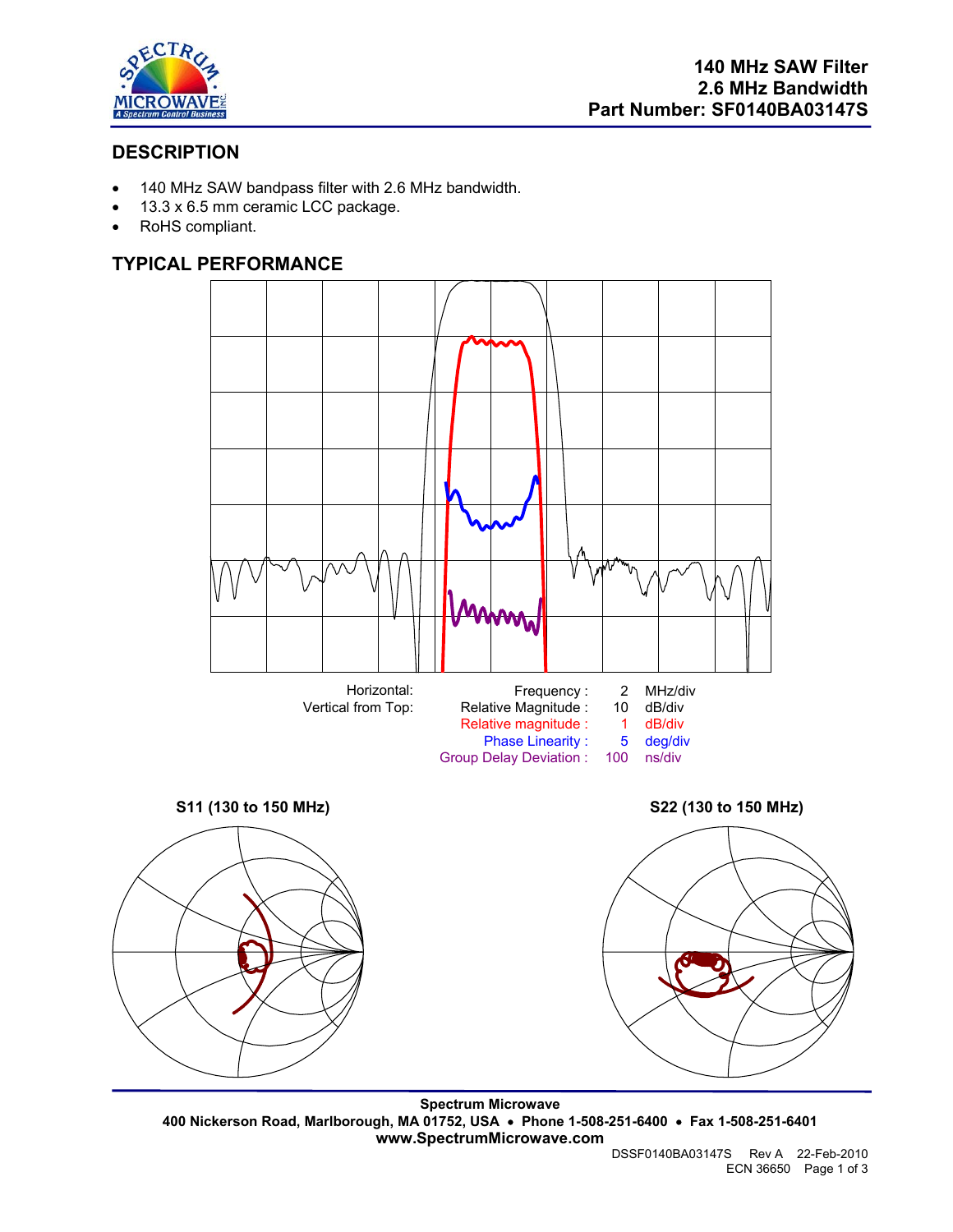# 140 MHz SAW Filter
# 2.6 MHz Bandwidth
# Part Number: SF0140BA03147S

## DESCRIPTION

- 140 MHz SAW bandpass filter with 2.6 MHz bandwidth.
- 13.3 x 6.5 mm ceramic LCC package.
- RoHS compliant.

## TYPICAL PERFORMANCE

| | | | |
|---|---|---|---|
| Horizontal: | Frequency : | 2 | MHz/div |
| Vertical from Top: | Relative Magnitude : | 10 | dB/div |
| | Relative magnitude : | 1 | dB/div |
| | Phase Linearity : | 5 | deg/div |
| | Group Delay Deviation : | 100 | ns/div |

**S11 (130 to 150 MHz)**

**S22 (130 to 150 MHz)**

**Spectrum Microwave**
**400 Nickerson Road, Marlborough, MA 01752, USA • Phone 1-508-251-6400 • Fax 1-508-251-6401**
**www.SpectrumMicrowave.com**

DSSF0140BA03147S Rev A 22-Feb-2010
ECN 36650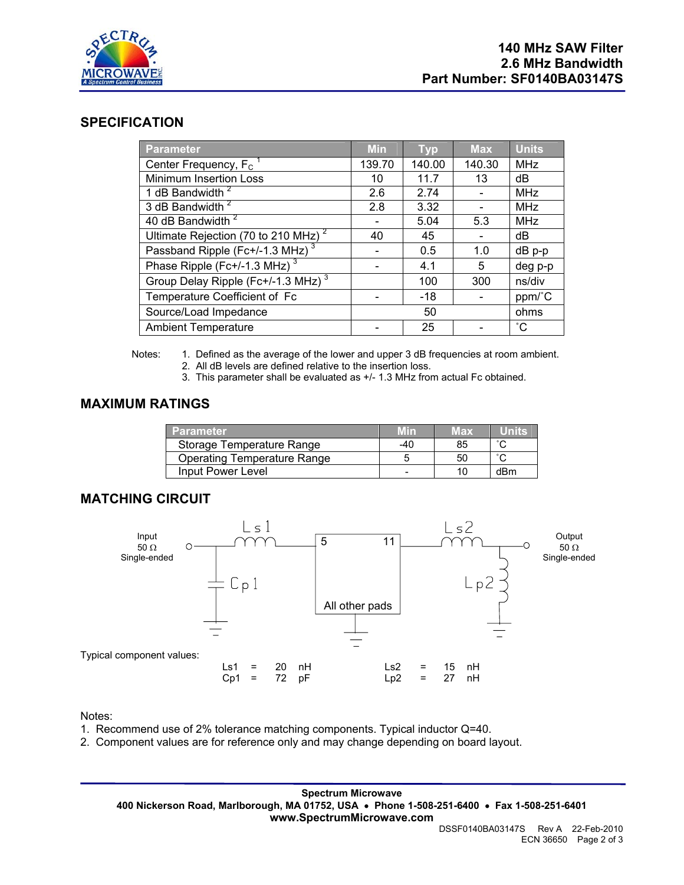**140 MHz SAW Filter**
**2.6 MHz Bandwidth**
**Part Number: SF0140BA03147S**

## SPECIFICATION

| Parameter | Min | Typ | Max | Units |
|---|---|---|---|---|
| Center Frequency, $F_C$ [1] | 139.70 | 140.00 | 140.30 | MHz |
| Minimum Insertion Loss | 10 | 11.7 | 13 | dB |
| 1 dB Bandwidth [2] | 2.6 | 2.74 | - | MHz |
| 3 dB Bandwidth [2] | 2.8 | 3.32 | - | MHz |
| 40 dB Bandwidth [2] | - | 5.04 | 5.3 | MHz |
| Ultimate Rejection (70 to 210 MHz) [2] | 40 | 45 | - | dB |
| Passband Ripple (Fc+/-1.3 MHz) [3] | - | 0.5 | 1.0 | dB p-p |
| Phase Ripple (Fc+/-1.3 MHz) [3] | - | 4.1 | 5 | deg p-p |
| Group Delay Ripple (Fc+/-1.3 MHz) [3] | | 100 | 300 | ns/div |
| Temperature Coefficient of Fc | - | -18 | - | ppm/˚C |
| Source/Load Impedance | | 50 | | ohms |
| Ambient Temperature | - | 25 | - | ˚C |

Notes:
1. Defined as the average of the lower and upper 3 dB frequencies at room ambient.
2. All dB levels are defined relative to the insertion loss.
3. This parameter shall be evaluated as +/- 1.3 MHz from actual Fc obtained.

## MAXIMUM RATINGS

| Parameter | Min | Max | Units |
|---|---|---|---|
| Storage Temperature Range | -40 | 85 | ˚C |
| Operating Temperature Range | 5 | 50 | ˚C |
| Input Power Level | - | 10 | dBm |

## MATCHING CIRCUIT

Input 50 Ω Single-ended — Ls1 — Cp1 — [5 / 11, All other pads] — Ls2 — Lp2 — Output 50 Ω Single-ended

Typical component values:

| | | | | | | | |
|---|---|---|---|---|---|---|---|
| Ls1 | = | 20 | nH | Ls2 | = | 15 | nH |
| Cp1 | = | 72 | pF | Lp2 | = | 27 | nH |

Notes:
1. Recommend use of 2% tolerance matching components. Typical inductor Q=40.
2. Component values are for reference only and may change depending on board layout.

**Spectrum Microwave**
**400 Nickerson Road, Marlborough, MA 01752, USA • Phone 1-508-251-6400 • Fax 1-508-251-6401**
**www.SpectrumMicrowave.com**

DSSF0140BA03147S Rev A 22-Feb-2010
ECN 36650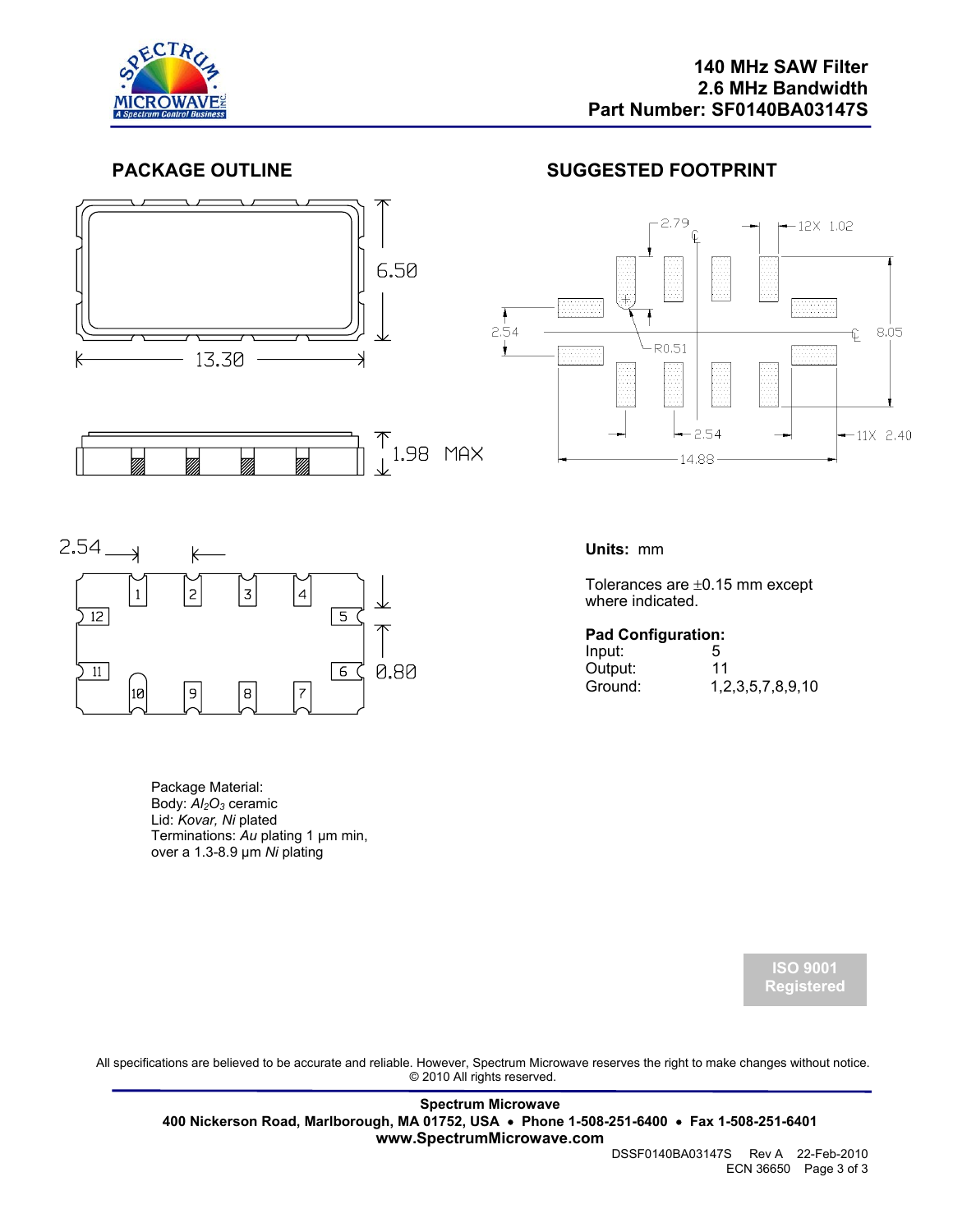# 140 MHz SAW Filter
## 2.6 MHz Bandwidth
## Part Number: SF0140BA03147S

## PACKAGE OUTLINE

6.50

13.30

1.98 MAX

2.54

0.80

1 2 3 4
12 5
11 6
10 9 8 7

## SUGGESTED FOOTPRINT

2.79

12X 1.02

2.54

8.05

R0.51

2.54

11X 2.40

14.88

**Units:** mm

Tolerances are ±0.15 mm except where indicated.

**Pad Configuration:**

| | |
|---|---|
| Input: | 5 |
| Output: | 11 |
| Ground: | 1,2,3,5,7,8,9,10 |

Package Material:
Body: $Al_2O_3$ ceramic
Lid: *Kovar, Ni* plated
Terminations: *Au* plating 1 µm min, over a 1.3-8.9 µm *Ni* plating

ISO 9001 Registered

All specifications are believed to be accurate and reliable. However, Spectrum Microwave reserves the right to make changes without notice. © 2010 All rights reserved.

**Spectrum Microwave**
**400 Nickerson Road, Marlborough, MA 01752, USA • Phone 1-508-251-6400 • Fax 1-508-251-6401**
**www.SpectrumMicrowave.com**

DSSF0140BA03147S Rev A 22-Feb-2010
ECN 36650